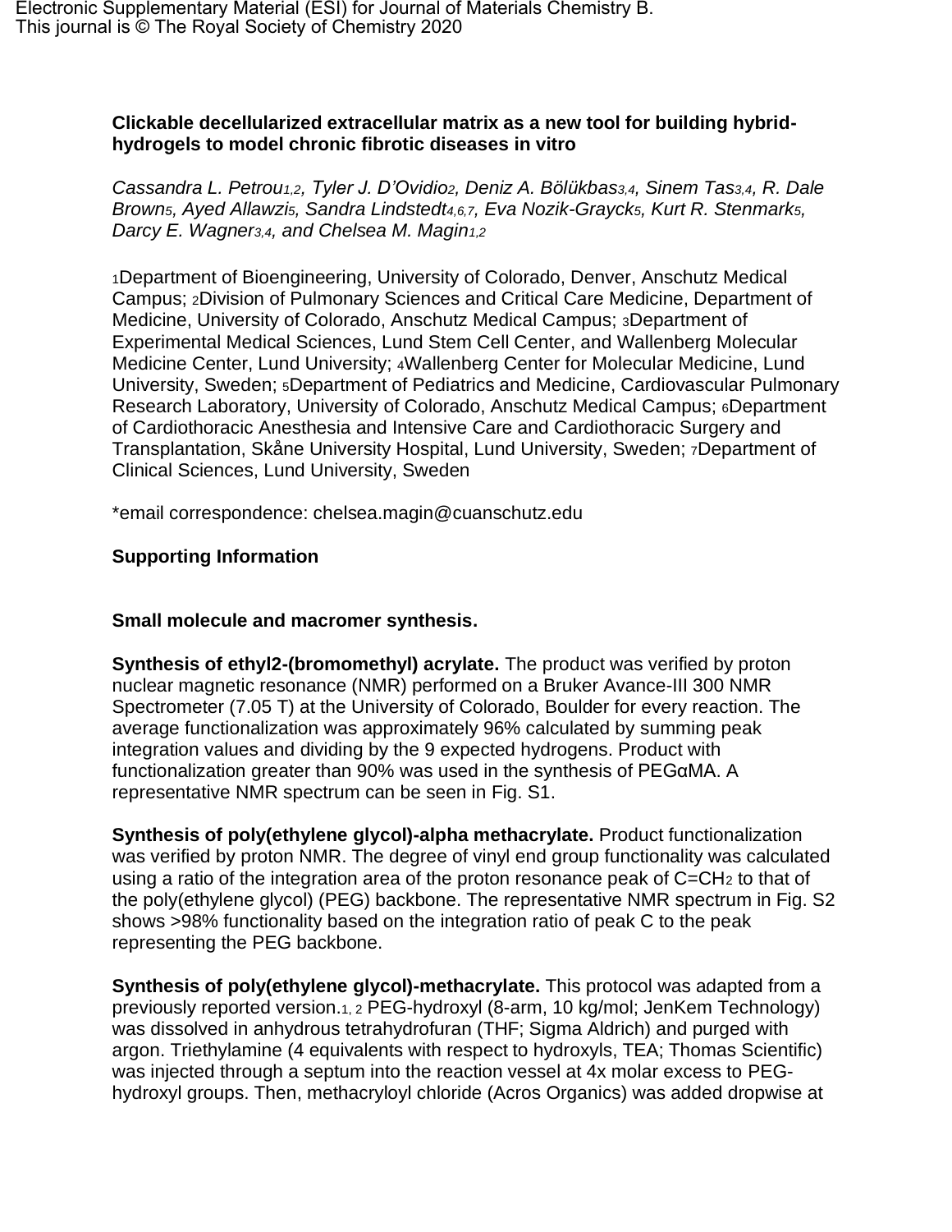Electronic Supplementary Material (ESI) for Journal of Materials Chemistry B.
This journal is © The Royal Society of Chemistry 2020

**Clickable decellularized extracellular matrix as a new tool for building hybrid-hydrogels to model chronic fibrotic diseases in vitro**

*Cassandra L. Petrou[1,2], Tyler J. D'Ovidio[2], Deniz A. Bölükbas[3,4], Sinem Tas[3,4], R. Dale Brown[5], Ayed Allawzi[5], Sandra Lindstedt[4,6,7], Eva Nozik-Grayck[5], Kurt R. Stenmark[5], Darcy E. Wagner[3,4], and Chelsea M. Magin[1,2]*

[1]Department of Bioengineering, University of Colorado, Denver, Anschutz Medical Campus; [2]Division of Pulmonary Sciences and Critical Care Medicine, Department of Medicine, University of Colorado, Anschutz Medical Campus; [3]Department of Experimental Medical Sciences, Lund Stem Cell Center, and Wallenberg Molecular Medicine Center, Lund University; [4]Wallenberg Center for Molecular Medicine, Lund University, Sweden; [5]Department of Pediatrics and Medicine, Cardiovascular Pulmonary Research Laboratory, University of Colorado, Anschutz Medical Campus; [6]Department of Cardiothoracic Anesthesia and Intensive Care and Cardiothoracic Surgery and Transplantation, Skåne University Hospital, Lund University, Sweden; [7]Department of Clinical Sciences, Lund University, Sweden

*email correspondence: chelsea.magin@cuanschutz.edu

**Supporting Information**

**Small molecule and macromer synthesis.**

**Synthesis of ethyl2-(bromomethyl) acrylate.** The product was verified by proton nuclear magnetic resonance (NMR) performed on a Bruker Avance-III 300 NMR Spectrometer (7.05 T) at the University of Colorado, Boulder for every reaction. The average functionalization was approximately 96% calculated by summing peak integration values and dividing by the 9 expected hydrogens. Product with functionalization greater than 90% was used in the synthesis of PEGαMA. A representative NMR spectrum can be seen in Fig. S1.

**Synthesis of poly(ethylene glycol)-alpha methacrylate.** Product functionalization was verified by proton NMR. The degree of vinyl end group functionality was calculated using a ratio of the integration area of the proton resonance peak of $C{=}CH_2$ to that of the poly(ethylene glycol) (PEG) backbone. The representative NMR spectrum in Fig. S2 shows >98% functionality based on the integration ratio of peak C to the peak representing the PEG backbone.

**Synthesis of poly(ethylene glycol)-methacrylate.** This protocol was adapted from a previously reported version.[1, 2] PEG-hydroxyl (8-arm, 10 kg/mol; JenKem Technology) was dissolved in anhydrous tetrahydrofuran (THF; Sigma Aldrich) and purged with argon. Triethylamine (4 equivalents with respect to hydroxyls, TEA; Thomas Scientific) was injected through a septum into the reaction vessel at 4x molar excess to PEG-hydroxyl groups. Then, methacryloyl chloride (Acros Organics) was added dropwise at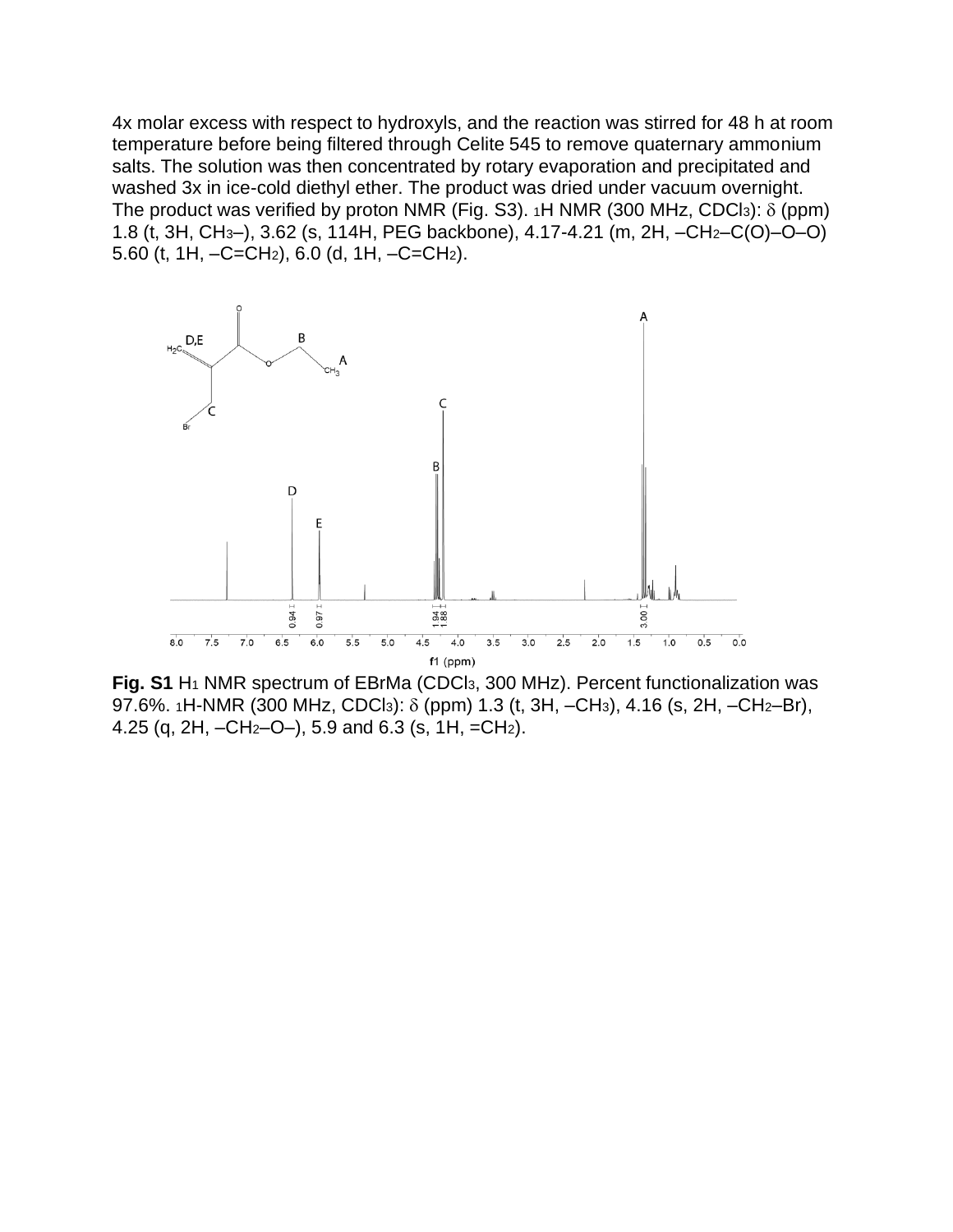4x molar excess with respect to hydroxyls, and the reaction was stirred for 48 h at room temperature before being filtered through Celite 545 to remove quaternary ammonium salts. The solution was then concentrated by rotary evaporation and precipitated and washed 3x in ice-cold diethyl ether. The product was dried under vacuum overnight. The product was verified by proton NMR (Fig. S3). $^1$H NMR (300 MHz, $CDCl_3$): $\delta$ (ppm) 1.8 (t, 3H, $CH_3$–), 3.62 (s, 114H, PEG backbone), 4.17-4.21 (m, 2H, –$CH_2$–C(O)–O–O) 5.60 (t, 1H, –C=$CH_2$), 6.0 (d, 1H, –C=$CH_2$).

**Fig. S1** $H_1$ NMR spectrum of EBrMa ($CDCl_3$, 300 MHz). Percent functionalization was 97.6%. $^1$H-NMR (300 MHz, $CDCl_3$): $\delta$ (ppm) 1.3 (t, 3H, –$CH_3$), 4.16 (s, 2H, –$CH_2$–Br), 4.25 (q, 2H, –$CH_2$–O–), 5.9 and 6.3 (s, 1H, =$CH_2$).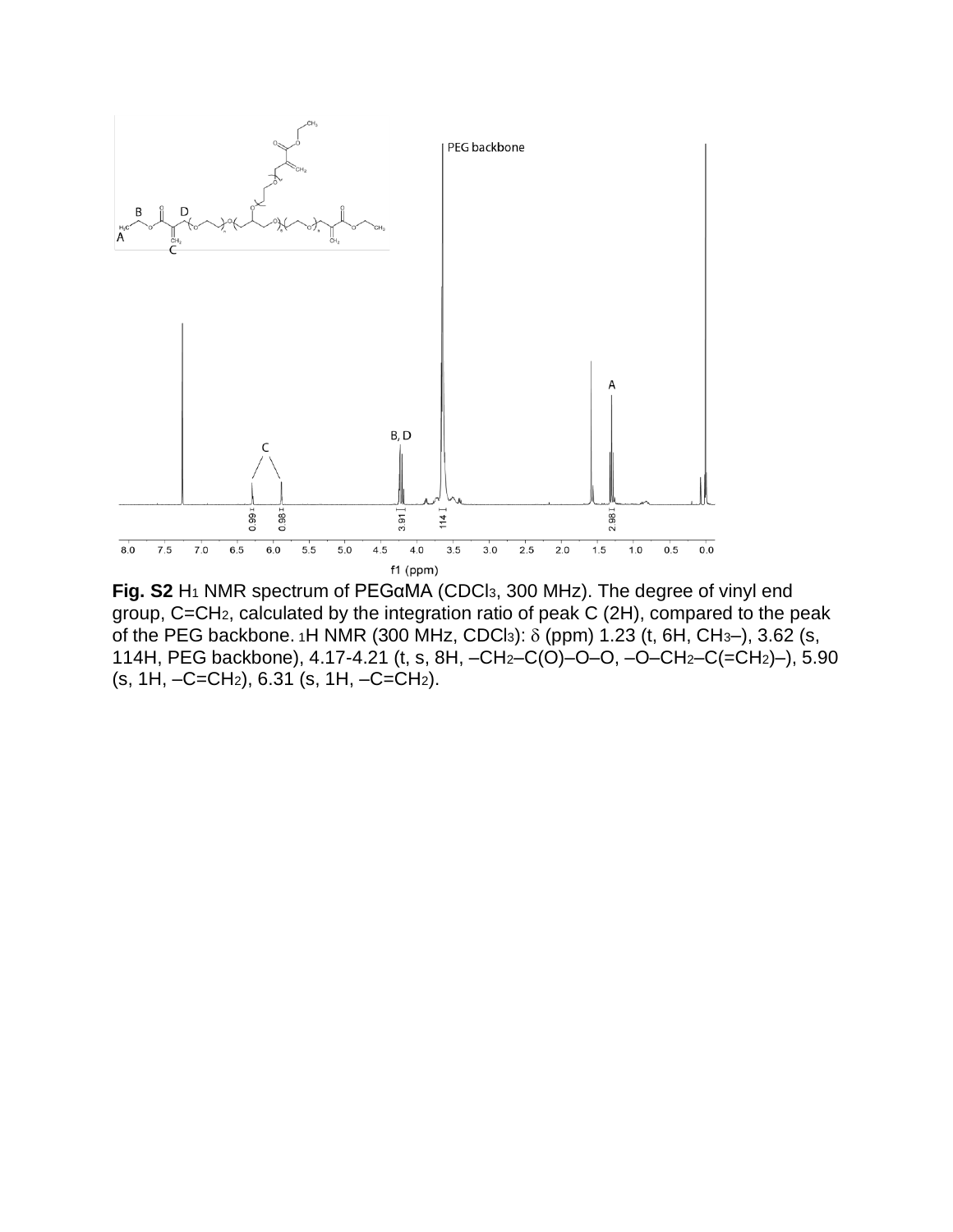**Fig. S2** $H_1$ NMR spectrum of PEGαMA ($CDCl_3$, 300 MHz). The degree of vinyl end group, $C{=}CH_2$, calculated by the integration ratio of peak C (2H), compared to the peak of the PEG backbone. $^1H$ NMR (300 MHz, $CDCl_3$): δ (ppm) 1.23 (t, 6H, $CH_3$–), 3.62 (s, 114H, PEG backbone), 4.17-4.21 (t, s, 8H, –$CH_2$–C(O)–O–O, –O–$CH_2$–C(=$CH_2$)–), 5.90 (s, 1H, –C=$CH_2$), 6.31 (s, 1H, –C=$CH_2$).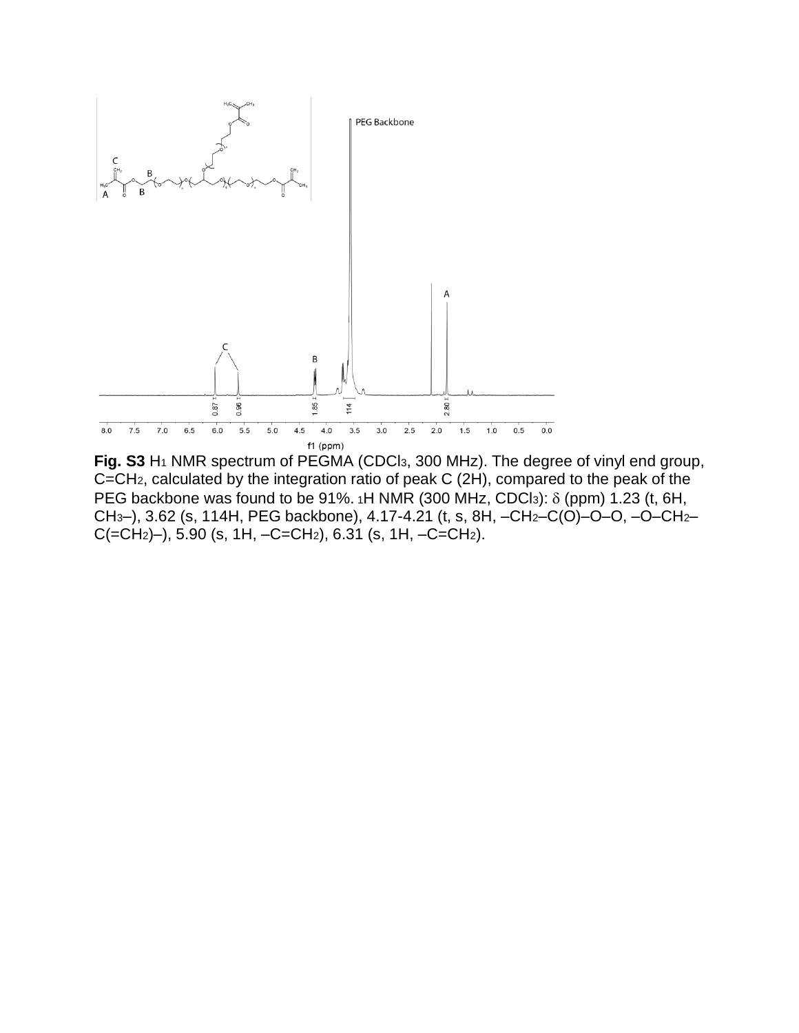**Fig. S3** $H_1$ NMR spectrum of PEGMA ($CDCl_3$, 300 MHz). The degree of vinyl end group, $C=CH_2$, calculated by the integration ratio of peak C (2H), compared to the peak of the PEG backbone was found to be 91%. $^1$H NMR (300 MHz, $CDCl_3$): $\delta$ (ppm) 1.23 (t, 6H, $CH_3$–), 3.62 (s, 114H, PEG backbone), 4.17-4.21 (t, s, 8H, –$CH_2$–C(O)–O–O, –O–$CH_2$–C(=$CH_2$)–), 5.90 (s, 1H, –C=$CH_2$), 6.31 (s, 1H, –C=$CH_2$).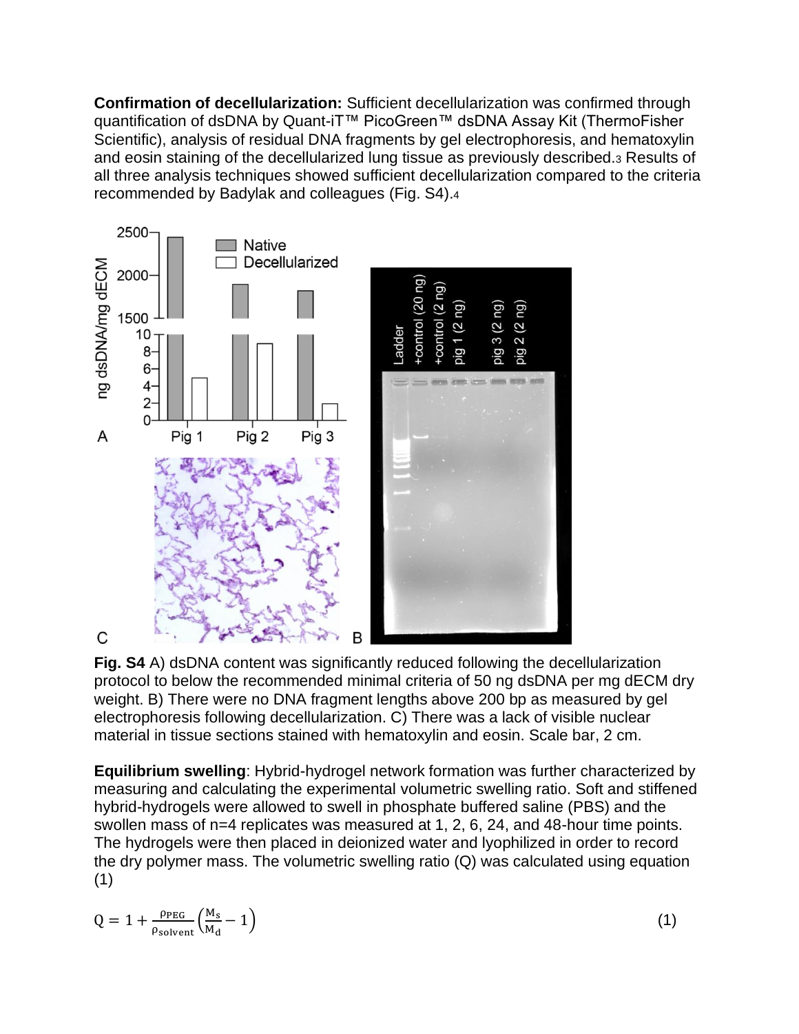**Confirmation of decellularization:** Sufficient decellularization was confirmed through quantification of dsDNA by Quant-iT™ PicoGreen™ dsDNA Assay Kit (ThermoFisher Scientific), analysis of residual DNA fragments by gel electrophoresis, and hematoxylin and eosin staining of the decellularized lung tissue as previously described.[3] Results of all three analysis techniques showed sufficient decellularization compared to the criteria recommended by Badylak and colleagues (Fig. S4).[4]

**Fig. S4** A) dsDNA content was significantly reduced following the decellularization protocol to below the recommended minimal criteria of 50 ng dsDNA per mg dECM dry weight. B) There were no DNA fragment lengths above 200 bp as measured by gel electrophoresis following decellularization. C) There was a lack of visible nuclear material in tissue sections stained with hematoxylin and eosin. Scale bar, 2 cm.

**Equilibrium swelling**: Hybrid-hydrogel network formation was further characterized by measuring and calculating the experimental volumetric swelling ratio. Soft and stiffened hybrid-hydrogels were allowed to swell in phosphate buffered saline (PBS) and the swollen mass of n=4 replicates was measured at 1, 2, 6, 24, and 48-hour time points. The hydrogels were then placed in deionized water and lyophilized in order to record the dry polymer mass. The volumetric swelling ratio (Q) was calculated using equation (1)

$$Q = 1 + \frac{\rho_{PEG}}{\rho_{solvent}}\left(\frac{M_s}{M_d} - 1\right) \quad (1)$$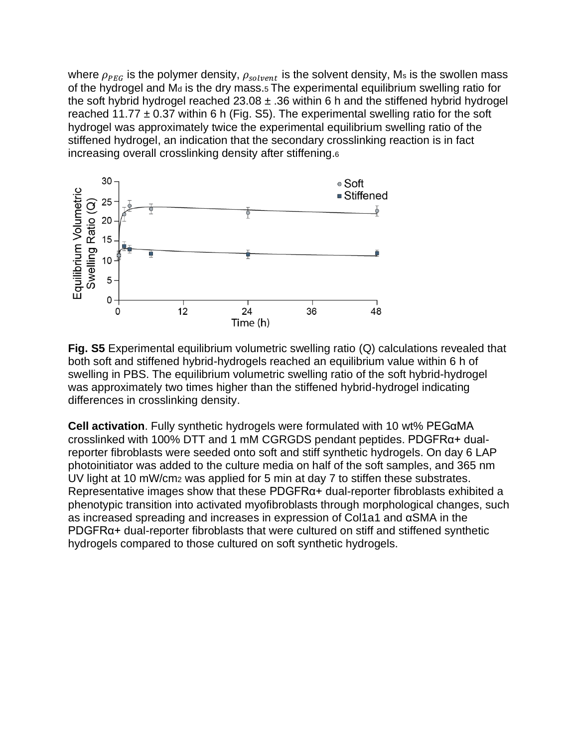where $\rho_{PEG}$ is the polymer density, $\rho_{solvent}$ is the solvent density, $M_s$ is the swollen mass of the hydrogel and $M_d$ is the dry mass.[5] The experimental equilibrium swelling ratio for the soft hybrid hydrogel reached 23.08 ± .36 within 6 h and the stiffened hybrid hydrogel reached 11.77 ± 0.37 within 6 h (Fig. S5). The experimental swelling ratio for the soft hydrogel was approximately twice the experimental equilibrium swelling ratio of the stiffened hydrogel, an indication that the secondary crosslinking reaction is in fact increasing overall crosslinking density after stiffening.[6]

**Fig. S5** Experimental equilibrium volumetric swelling ratio (Q) calculations revealed that both soft and stiffened hybrid-hydrogels reached an equilibrium value within 6 h of swelling in PBS. The equilibrium volumetric swelling ratio of the soft hybrid-hydrogel was approximately two times higher than the stiffened hybrid-hydrogel indicating differences in crosslinking density.

**Cell activation**. Fully synthetic hydrogels were formulated with 10 wt% PEGαMA crosslinked with 100% DTT and 1 mM CGRGDS pendant peptides. PDGFRα+ dual-reporter fibroblasts were seeded onto soft and stiff synthetic hydrogels. On day 6 LAP photoinitiator was added to the culture media on half of the soft samples, and 365 nm UV light at 10 $mW/cm^2$ was applied for 5 min at day 7 to stiffen these substrates. Representative images show that these PDGFRα+ dual-reporter fibroblasts exhibited a phenotypic transition into activated myofibroblasts through morphological changes, such as increased spreading and increases in expression of Col1a1 and αSMA in the PDGFRα+ dual-reporter fibroblasts that were cultured on stiff and stiffened synthetic hydrogels compared to those cultured on soft synthetic hydrogels.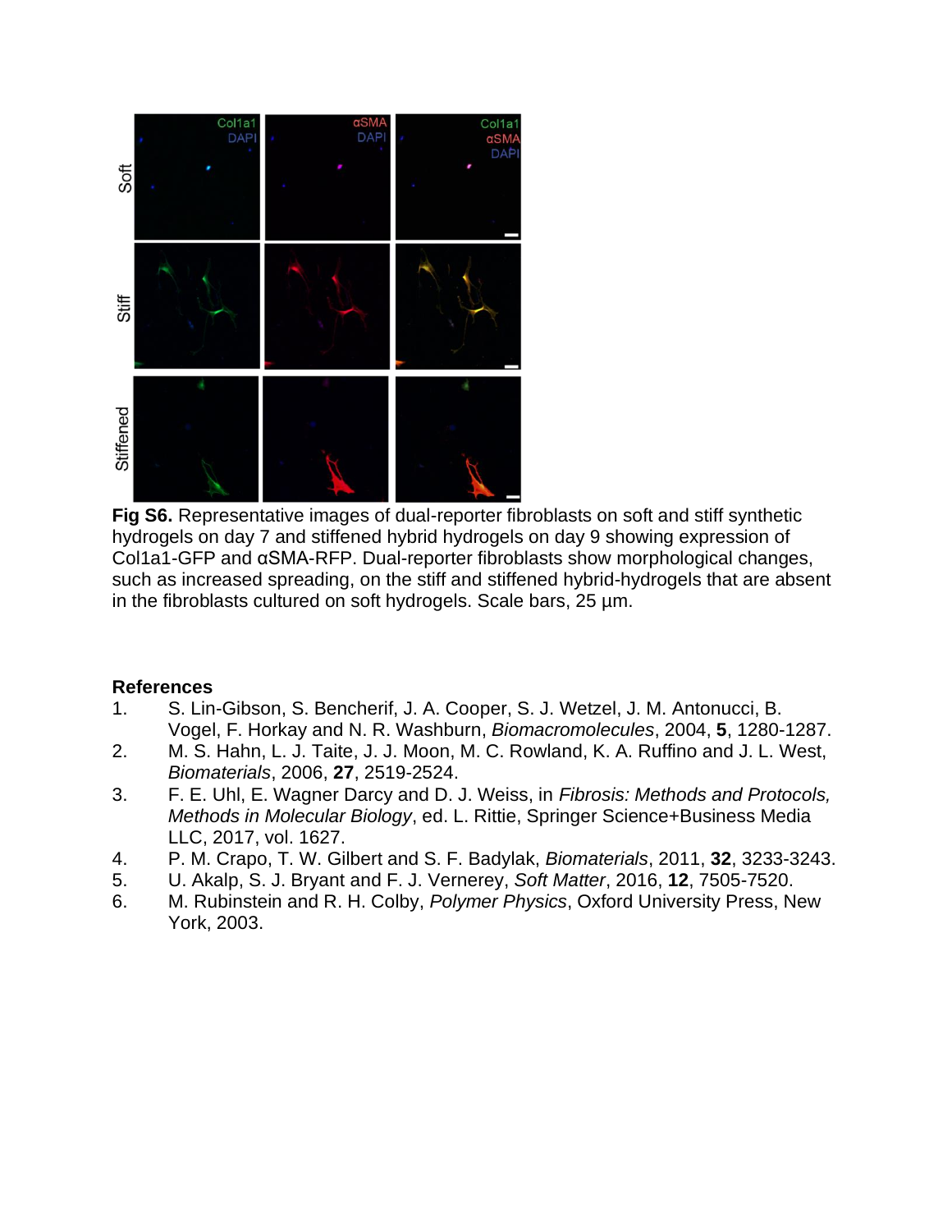Col1a1
DAPI

αSMA
DAPI

Col1a1
αSMA
DAPI

Soft

Stiff

Stiffened

**Fig S6.** Representative images of dual-reporter fibroblasts on soft and stiff synthetic hydrogels on day 7 and stiffened hybrid hydrogels on day 9 showing expression of Col1a1-GFP and αSMA-RFP. Dual-reporter fibroblasts show morphological changes, such as increased spreading, on the stiff and stiffened hybrid-hydrogels that are absent in the fibroblasts cultured on soft hydrogels. Scale bars, 25 µm.

## References

1. S. Lin-Gibson, S. Bencherif, J. A. Cooper, S. J. Wetzel, J. M. Antonucci, B. Vogel, F. Horkay and N. R. Washburn, *Biomacromolecules*, 2004, **5**, 1280-1287.
2. M. S. Hahn, L. J. Taite, J. J. Moon, M. C. Rowland, K. A. Ruffino and J. L. West, *Biomaterials*, 2006, **27**, 2519-2524.
3. F. E. Uhl, E. Wagner Darcy and D. J. Weiss, in *Fibrosis: Methods and Protocols, Methods in Molecular Biology*, ed. L. Rittie, Springer Science+Business Media LLC, 2017, vol. 1627.
4. P. M. Crapo, T. W. Gilbert and S. F. Badylak, *Biomaterials*, 2011, **32**, 3233-3243.
5. U. Akalp, S. J. Bryant and F. J. Vernerey, *Soft Matter*, 2016, **12**, 7505-7520.
6. M. Rubinstein and R. H. Colby, *Polymer Physics*, Oxford University Press, New York, 2003.